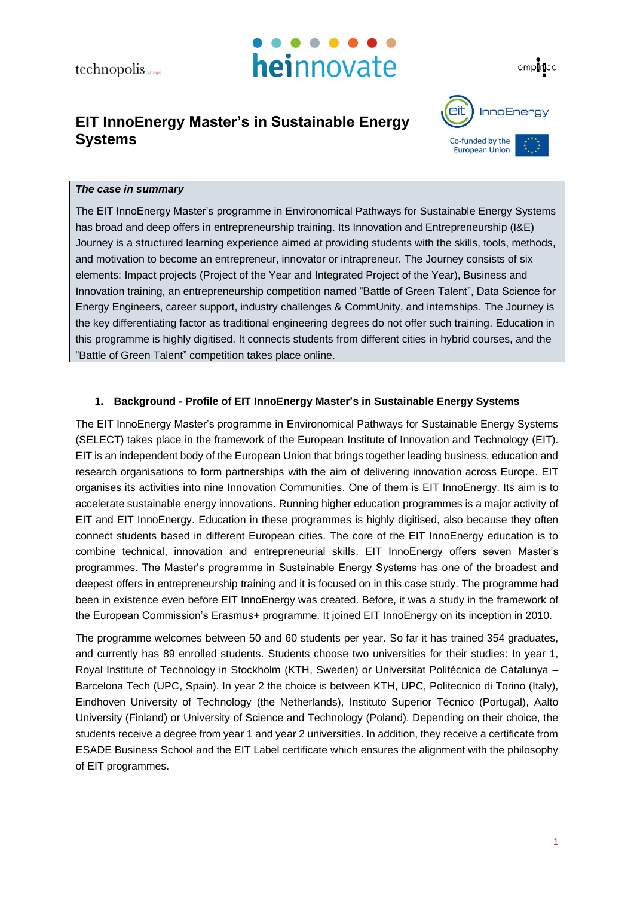# EIT InnoEnergy Master's in Sustainable Energy Systems

***The case in summary***

The EIT InnoEnergy Master's programme in Environomical Pathways for Sustainable Energy Systems has broad and deep offers in entrepreneurship training. Its Innovation and Entrepreneurship (I&E) Journey is a structured learning experience aimed at providing students with the skills, tools, methods, and motivation to become an entrepreneur, innovator or intrapreneur. The Journey consists of six elements: Impact projects (Project of the Year and Integrated Project of the Year), Business and Innovation training, an entrepreneurship competition named "Battle of Green Talent", Data Science for Energy Engineers, career support, industry challenges & CommUnity, and internships. The Journey is the key differentiating factor as traditional engineering degrees do not offer such training. Education in this programme is highly digitised. It connects students from different cities in hybrid courses, and the "Battle of Green Talent" competition takes place online.

## 1. Background - Profile of EIT InnoEnergy Master's in Sustainable Energy Systems

The EIT InnoEnergy Master's programme in Environomical Pathways for Sustainable Energy Systems (SELECT) takes place in the framework of the European Institute of Innovation and Technology (EIT). EIT is an independent body of the European Union that brings together leading business, education and research organisations to form partnerships with the aim of delivering innovation across Europe. EIT organises its activities into nine Innovation Communities. One of them is EIT InnoEnergy. Its aim is to accelerate sustainable energy innovations. Running higher education programmes is a major activity of EIT and EIT InnoEnergy. Education in these programmes is highly digitised, also because they often connect students based in different European cities. The core of the EIT InnoEnergy education is to combine technical, innovation and entrepreneurial skills. EIT InnoEnergy offers seven Master's programmes. The Master's programme in Sustainable Energy Systems has one of the broadest and deepest offers in entrepreneurship training and it is focused on in this case study. The programme had been in existence even before EIT InnoEnergy was created. Before, it was a study in the framework of the European Commission's Erasmus+ programme. It joined EIT InnoEnergy on its inception in 2010.

The programme welcomes between 50 and 60 students per year. So far it has trained 354 graduates, and currently has 89 enrolled students. Students choose two universities for their studies: In year 1, Royal Institute of Technology in Stockholm (KTH, Sweden) or Universitat Politècnica de Catalunya – Barcelona Tech (UPC, Spain). In year 2 the choice is between KTH, UPC, Politecnico di Torino (Italy), Eindhoven University of Technology (the Netherlands), Instituto Superior Técnico (Portugal), Aalto University (Finland) or University of Science and Technology (Poland). Depending on their choice, the students receive a degree from year 1 and year 2 universities. In addition, they receive a certificate from ESADE Business School and the EIT Label certificate which ensures the alignment with the philosophy of EIT programmes.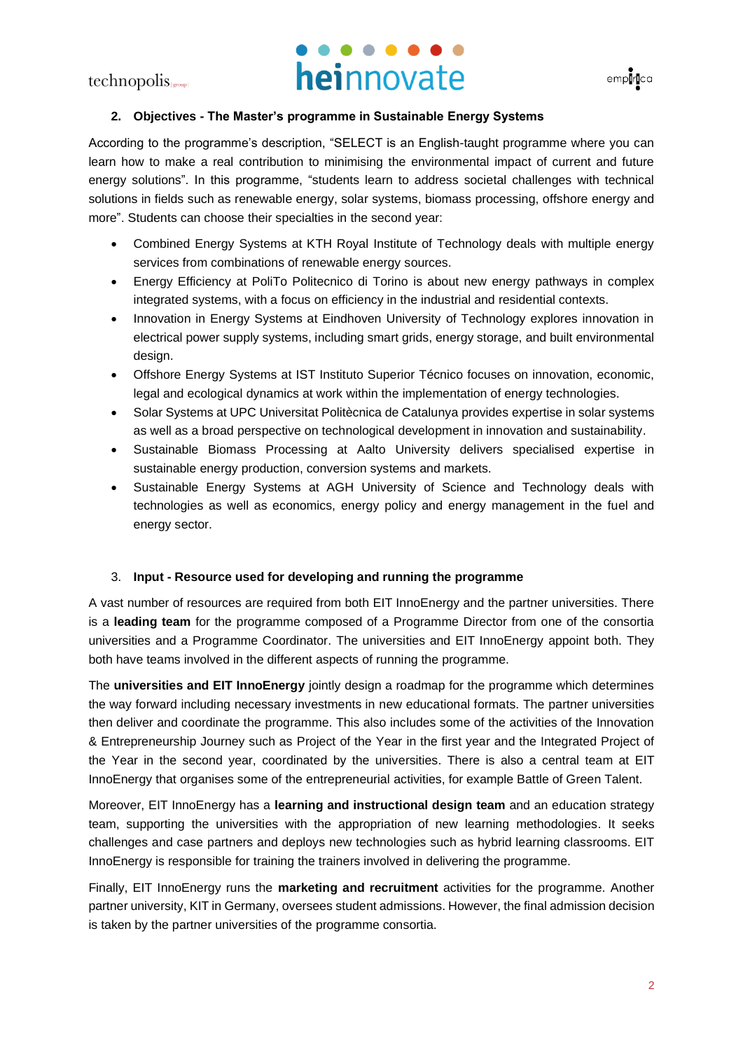## 2. Objectives - The Master's programme in Sustainable Energy Systems

According to the programme's description, "SELECT is an English-taught programme where you can learn how to make a real contribution to minimising the environmental impact of current and future energy solutions". In this programme, "students learn to address societal challenges with technical solutions in fields such as renewable energy, solar systems, biomass processing, offshore energy and more". Students can choose their specialties in the second year:

- Combined Energy Systems at KTH Royal Institute of Technology deals with multiple energy services from combinations of renewable energy sources.
- Energy Efficiency at PoliTo Politecnico di Torino is about new energy pathways in complex integrated systems, with a focus on efficiency in the industrial and residential contexts.
- Innovation in Energy Systems at Eindhoven University of Technology explores innovation in electrical power supply systems, including smart grids, energy storage, and built environmental design.
- Offshore Energy Systems at IST Instituto Superior Técnico focuses on innovation, economic, legal and ecological dynamics at work within the implementation of energy technologies.
- Solar Systems at UPC Universitat Politècnica de Catalunya provides expertise in solar systems as well as a broad perspective on technological development in innovation and sustainability.
- Sustainable Biomass Processing at Aalto University delivers specialised expertise in sustainable energy production, conversion systems and markets.
- Sustainable Energy Systems at AGH University of Science and Technology deals with technologies as well as economics, energy policy and energy management in the fuel and energy sector.

## 3. Input - Resource used for developing and running the programme

A vast number of resources are required from both EIT InnoEnergy and the partner universities. There is a **leading team** for the programme composed of a Programme Director from one of the consortia universities and a Programme Coordinator. The universities and EIT InnoEnergy appoint both. They both have teams involved in the different aspects of running the programme.

The **universities and EIT InnoEnergy** jointly design a roadmap for the programme which determines the way forward including necessary investments in new educational formats. The partner universities then deliver and coordinate the programme. This also includes some of the activities of the Innovation & Entrepreneurship Journey such as Project of the Year in the first year and the Integrated Project of the Year in the second year, coordinated by the universities. There is also a central team at EIT InnoEnergy that organises some of the entrepreneurial activities, for example Battle of Green Talent.

Moreover, EIT InnoEnergy has a **learning and instructional design team** and an education strategy team, supporting the universities with the appropriation of new learning methodologies. It seeks challenges and case partners and deploys new technologies such as hybrid learning classrooms. EIT InnoEnergy is responsible for training the trainers involved in delivering the programme.

Finally, EIT InnoEnergy runs the **marketing and recruitment** activities for the programme. Another partner university, KIT in Germany, oversees student admissions. However, the final admission decision is taken by the partner universities of the programme consortia.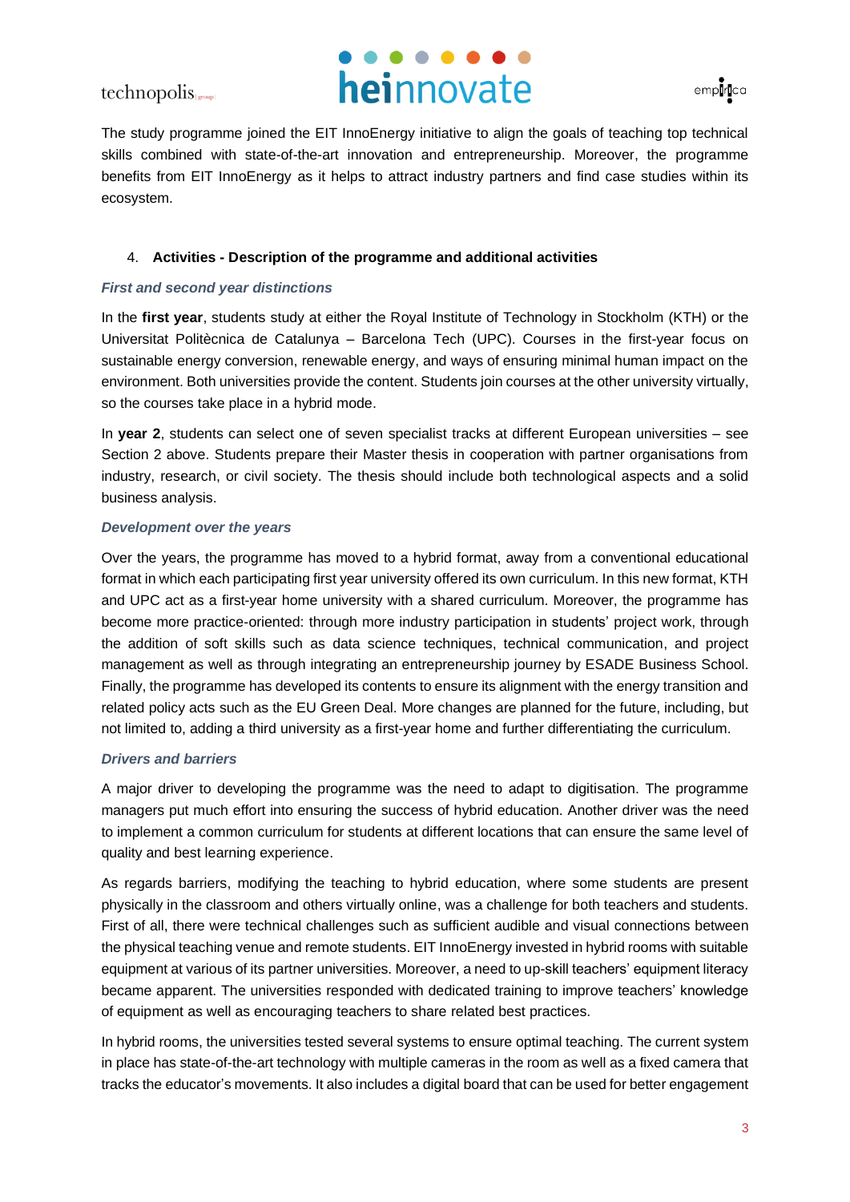The study programme joined the EIT InnoEnergy initiative to align the goals of teaching top technical skills combined with state-of-the-art innovation and entrepreneurship. Moreover, the programme benefits from EIT InnoEnergy as it helps to attract industry partners and find case studies within its ecosystem.

## 4. Activities - Description of the programme and additional activities

### *First and second year distinctions*

In the **first year**, students study at either the Royal Institute of Technology in Stockholm (KTH) or the Universitat Politècnica de Catalunya – Barcelona Tech (UPC). Courses in the first-year focus on sustainable energy conversion, renewable energy, and ways of ensuring minimal human impact on the environment. Both universities provide the content. Students join courses at the other university virtually, so the courses take place in a hybrid mode.

In **year 2**, students can select one of seven specialist tracks at different European universities – see Section 2 above. Students prepare their Master thesis in cooperation with partner organisations from industry, research, or civil society. The thesis should include both technological aspects and a solid business analysis.

### *Development over the years*

Over the years, the programme has moved to a hybrid format, away from a conventional educational format in which each participating first year university offered its own curriculum. In this new format, KTH and UPC act as a first-year home university with a shared curriculum. Moreover, the programme has become more practice-oriented: through more industry participation in students' project work, through the addition of soft skills such as data science techniques, technical communication, and project management as well as through integrating an entrepreneurship journey by ESADE Business School. Finally, the programme has developed its contents to ensure its alignment with the energy transition and related policy acts such as the EU Green Deal. More changes are planned for the future, including, but not limited to, adding a third university as a first-year home and further differentiating the curriculum.

### *Drivers and barriers*

A major driver to developing the programme was the need to adapt to digitisation. The programme managers put much effort into ensuring the success of hybrid education. Another driver was the need to implement a common curriculum for students at different locations that can ensure the same level of quality and best learning experience.

As regards barriers, modifying the teaching to hybrid education, where some students are present physically in the classroom and others virtually online, was a challenge for both teachers and students. First of all, there were technical challenges such as sufficient audible and visual connections between the physical teaching venue and remote students. EIT InnoEnergy invested in hybrid rooms with suitable equipment at various of its partner universities. Moreover, a need to up-skill teachers' equipment literacy became apparent. The universities responded with dedicated training to improve teachers' knowledge of equipment as well as encouraging teachers to share related best practices.

In hybrid rooms, the universities tested several systems to ensure optimal teaching. The current system in place has state-of-the-art technology with multiple cameras in the room as well as a fixed camera that tracks the educator's movements. It also includes a digital board that can be used for better engagement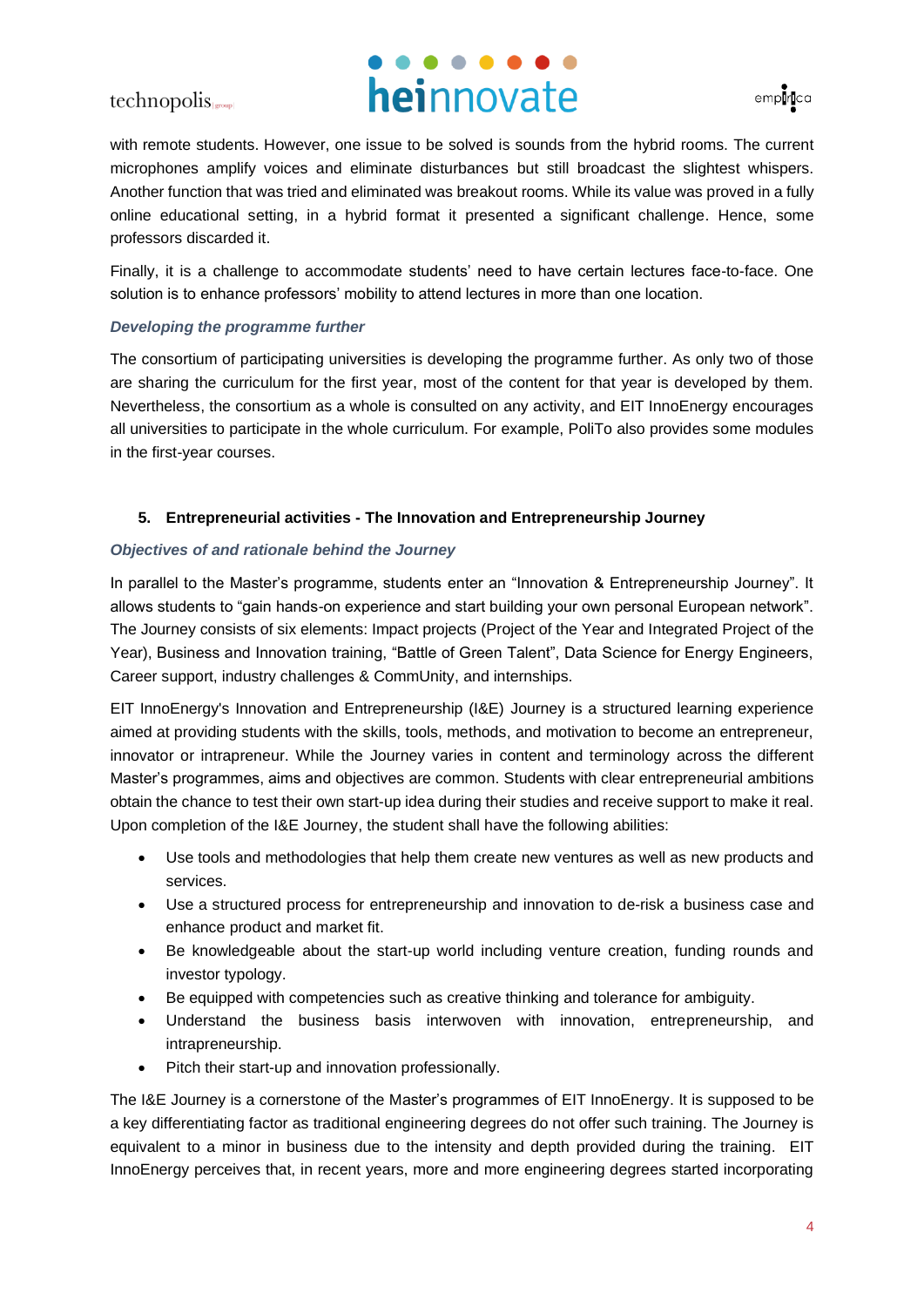with remote students. However, one issue to be solved is sounds from the hybrid rooms. The current microphones amplify voices and eliminate disturbances but still broadcast the slightest whispers. Another function that was tried and eliminated was breakout rooms. While its value was proved in a fully online educational setting, in a hybrid format it presented a significant challenge. Hence, some professors discarded it.

Finally, it is a challenge to accommodate students' need to have certain lectures face-to-face. One solution is to enhance professors' mobility to attend lectures in more than one location.

*Developing the programme further*

The consortium of participating universities is developing the programme further. As only two of those are sharing the curriculum for the first year, most of the content for that year is developed by them. Nevertheless, the consortium as a whole is consulted on any activity, and EIT InnoEnergy encourages all universities to participate in the whole curriculum. For example, PoliTo also provides some modules in the first-year courses.

## 5. Entrepreneurial activities - The Innovation and Entrepreneurship Journey

*Objectives of and rationale behind the Journey*

In parallel to the Master's programme, students enter an "Innovation & Entrepreneurship Journey". It allows students to "gain hands-on experience and start building your own personal European network". The Journey consists of six elements: Impact projects (Project of the Year and Integrated Project of the Year), Business and Innovation training, "Battle of Green Talent", Data Science for Energy Engineers, Career support, industry challenges & CommUnity, and internships.

EIT InnoEnergy's Innovation and Entrepreneurship (I&E) Journey is a structured learning experience aimed at providing students with the skills, tools, methods, and motivation to become an entrepreneur, innovator or intrapreneur. While the Journey varies in content and terminology across the different Master's programmes, aims and objectives are common. Students with clear entrepreneurial ambitions obtain the chance to test their own start-up idea during their studies and receive support to make it real. Upon completion of the I&E Journey, the student shall have the following abilities:

- Use tools and methodologies that help them create new ventures as well as new products and services.
- Use a structured process for entrepreneurship and innovation to de-risk a business case and enhance product and market fit.
- Be knowledgeable about the start-up world including venture creation, funding rounds and investor typology.
- Be equipped with competencies such as creative thinking and tolerance for ambiguity.
- Understand the business basis interwoven with innovation, entrepreneurship, and intrapreneurship.
- Pitch their start-up and innovation professionally.

The I&E Journey is a cornerstone of the Master's programmes of EIT InnoEnergy. It is supposed to be a key differentiating factor as traditional engineering degrees do not offer such training. The Journey is equivalent to a minor in business due to the intensity and depth provided during the training. EIT InnoEnergy perceives that, in recent years, more and more engineering degrees started incorporating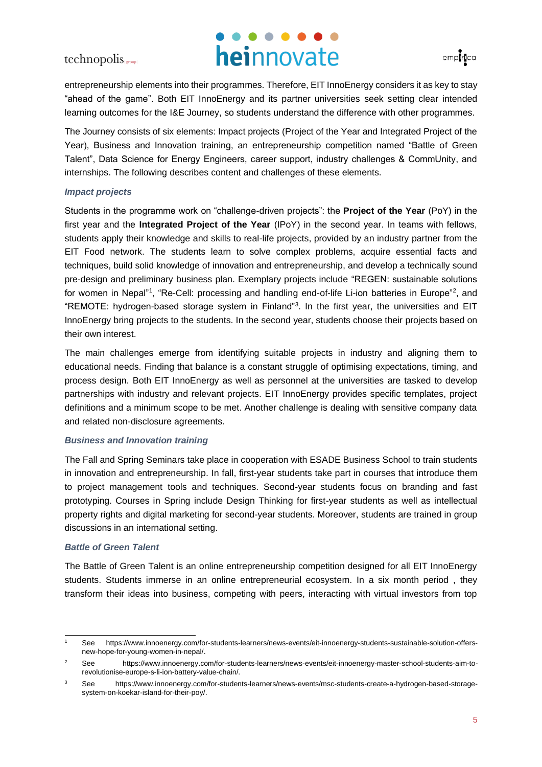entrepreneurship elements into their programmes. Therefore, EIT InnoEnergy considers it as key to stay "ahead of the game". Both EIT InnoEnergy and its partner universities seek setting clear intended learning outcomes for the I&E Journey, so students understand the difference with other programmes.

The Journey consists of six elements: Impact projects (Project of the Year and Integrated Project of the Year), Business and Innovation training, an entrepreneurship competition named "Battle of Green Talent", Data Science for Energy Engineers, career support, industry challenges & CommUnity, and internships. The following describes content and challenges of these elements.

### *Impact projects*

Students in the programme work on "challenge-driven projects": the **Project of the Year** (PoY) in the first year and the **Integrated Project of the Year** (IPoY) in the second year. In teams with fellows, students apply their knowledge and skills to real-life projects, provided by an industry partner from the EIT Food network. The students learn to solve complex problems, acquire essential facts and techniques, build solid knowledge of innovation and entrepreneurship, and develop a technically sound pre-design and preliminary business plan. Exemplary projects include "REGEN: sustainable solutions for women in Nepal"[1], "Re-Cell: processing and handling end-of-life Li-ion batteries in Europe"[2], and "REMOTE: hydrogen-based storage system in Finland"[3]. In the first year, the universities and EIT InnoEnergy bring projects to the students. In the second year, students choose their projects based on their own interest.

The main challenges emerge from identifying suitable projects in industry and aligning them to educational needs. Finding that balance is a constant struggle of optimising expectations, timing, and process design. Both EIT InnoEnergy as well as personnel at the universities are tasked to develop partnerships with industry and relevant projects. EIT InnoEnergy provides specific templates, project definitions and a minimum scope to be met. Another challenge is dealing with sensitive company data and related non-disclosure agreements.

### *Business and Innovation training*

The Fall and Spring Seminars take place in cooperation with ESADE Business School to train students in innovation and entrepreneurship. In fall, first-year students take part in courses that introduce them to project management tools and techniques. Second-year students focus on branding and fast prototyping. Courses in Spring include Design Thinking for first-year students as well as intellectual property rights and digital marketing for second-year students. Moreover, students are trained in group discussions in an international setting.

### *Battle of Green Talent*

The Battle of Green Talent is an online entrepreneurship competition designed for all EIT InnoEnergy students. Students immerse in an online entrepreneurial ecosystem. In a six month period , they transform their ideas into business, competing with peers, interacting with virtual investors from top

---

[1] See https://www.innoenergy.com/for-students-learners/news-events/eit-innoenergy-students-sustainable-solution-offers-new-hope-for-young-women-in-nepal/.

[2] See https://www.innoenergy.com/for-students-learners/news-events/eit-innoenergy-master-school-students-aim-to-revolutionise-europe-s-li-ion-battery-value-chain/.

[3] See https://www.innoenergy.com/for-students-learners/news-events/msc-students-create-a-hydrogen-based-storage-system-on-koekar-island-for-their-poy/.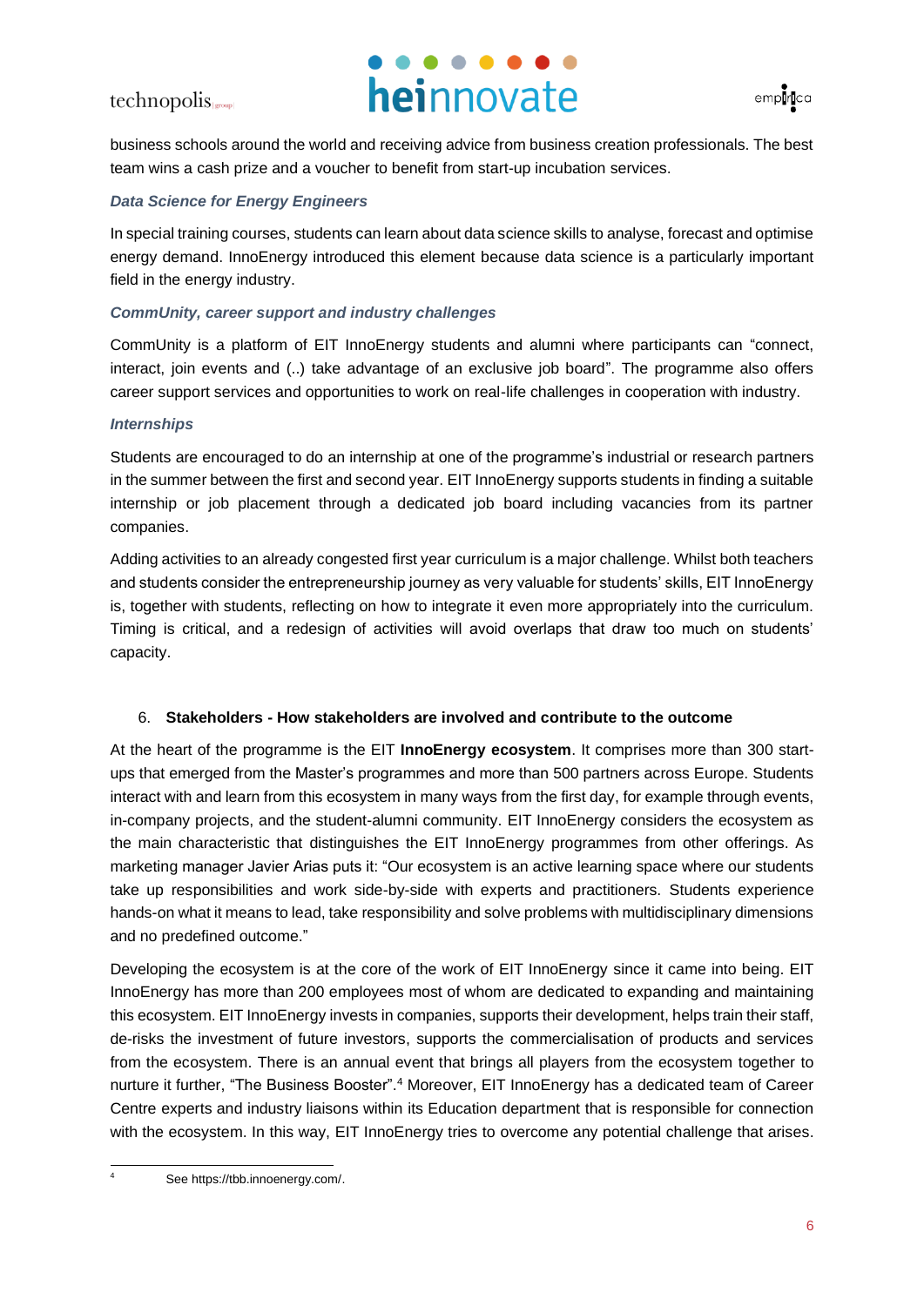business schools around the world and receiving advice from business creation professionals. The best team wins a cash prize and a voucher to benefit from start-up incubation services.

***Data Science for Energy Engineers***

In special training courses, students can learn about data science skills to analyse, forecast and optimise energy demand. InnoEnergy introduced this element because data science is a particularly important field in the energy industry.

***CommUnity, career support and industry challenges***

CommUnity is a platform of EIT InnoEnergy students and alumni where participants can "connect, interact, join events and (..) take advantage of an exclusive job board". The programme also offers career support services and opportunities to work on real-life challenges in cooperation with industry.

***Internships***

Students are encouraged to do an internship at one of the programme's industrial or research partners in the summer between the first and second year. EIT InnoEnergy supports students in finding a suitable internship or job placement through a dedicated job board including vacancies from its partner companies.

Adding activities to an already congested first year curriculum is a major challenge. Whilst both teachers and students consider the entrepreneurship journey as very valuable for students' skills, EIT InnoEnergy is, together with students, reflecting on how to integrate it even more appropriately into the curriculum. Timing is critical, and a redesign of activities will avoid overlaps that draw too much on students' capacity.

## 6. Stakeholders - How stakeholders are involved and contribute to the outcome

At the heart of the programme is the EIT **InnoEnergy ecosystem**. It comprises more than 300 start-ups that emerged from the Master's programmes and more than 500 partners across Europe. Students interact with and learn from this ecosystem in many ways from the first day, for example through events, in-company projects, and the student-alumni community. EIT InnoEnergy considers the ecosystem as the main characteristic that distinguishes the EIT InnoEnergy programmes from other offerings. As marketing manager Javier Arias puts it: "Our ecosystem is an active learning space where our students take up responsibilities and work side-by-side with experts and practitioners. Students experience hands-on what it means to lead, take responsibility and solve problems with multidisciplinary dimensions and no predefined outcome."

Developing the ecosystem is at the core of the work of EIT InnoEnergy since it came into being. EIT InnoEnergy has more than 200 employees most of whom are dedicated to expanding and maintaining this ecosystem. EIT InnoEnergy invests in companies, supports their development, helps train their staff, de-risks the investment of future investors, supports the commercialisation of products and services from the ecosystem. There is an annual event that brings all players from the ecosystem together to nurture it further, "The Business Booster".[4] Moreover, EIT InnoEnergy has a dedicated team of Career Centre experts and industry liaisons within its Education department that is responsible for connection with the ecosystem. In this way, EIT InnoEnergy tries to overcome any potential challenge that arises.

---

[4] See https://tbb.innoenergy.com/.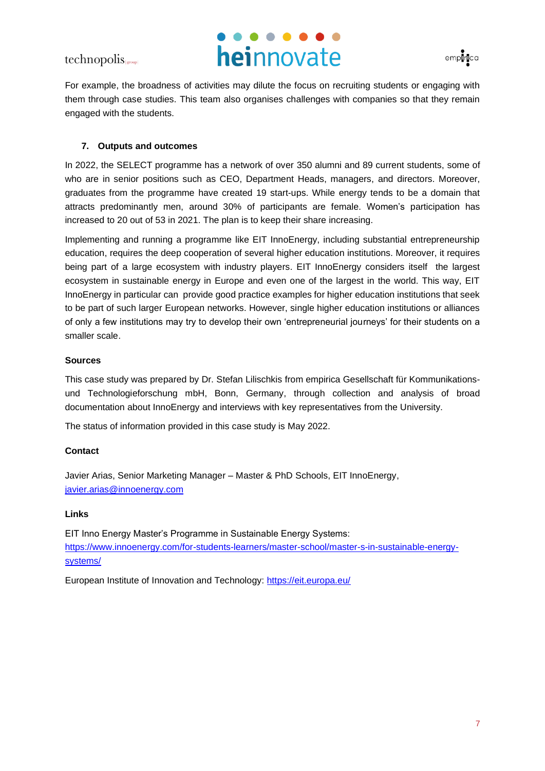For example, the broadness of activities may dilute the focus on recruiting students or engaging with them through case studies. This team also organises challenges with companies so that they remain engaged with the students.

## 7. Outputs and outcomes

In 2022, the SELECT programme has a network of over 350 alumni and 89 current students, some of who are in senior positions such as CEO, Department Heads, managers, and directors. Moreover, graduates from the programme have created 19 start-ups. While energy tends to be a domain that attracts predominantly men, around 30% of participants are female. Women's participation has increased to 20 out of 53 in 2021. The plan is to keep their share increasing.

Implementing and running a programme like EIT InnoEnergy, including substantial entrepreneurship education, requires the deep cooperation of several higher education institutions. Moreover, it requires being part of a large ecosystem with industry players. EIT InnoEnergy considers itself the largest ecosystem in sustainable energy in Europe and even one of the largest in the world. This way, EIT InnoEnergy in particular can provide good practice examples for higher education institutions that seek to be part of such larger European networks. However, single higher education institutions or alliances of only a few institutions may try to develop their own 'entrepreneurial journeys' for their students on a smaller scale.

### Sources

This case study was prepared by Dr. Stefan Lilischkis from empirica Gesellschaft für Kommunikations- und Technologieforschung mbH, Bonn, Germany, through collection and analysis of broad documentation about InnoEnergy and interviews with key representatives from the University.

The status of information provided in this case study is May 2022.

### Contact

Javier Arias, Senior Marketing Manager – Master & PhD Schools, EIT InnoEnergy, javier.arias@innoenergy.com

### Links

EIT Inno Energy Master's Programme in Sustainable Energy Systems: https://www.innoenergy.com/for-students-learners/master-school/master-s-in-sustainable-energy-systems/

European Institute of Innovation and Technology: https://eit.europa.eu/